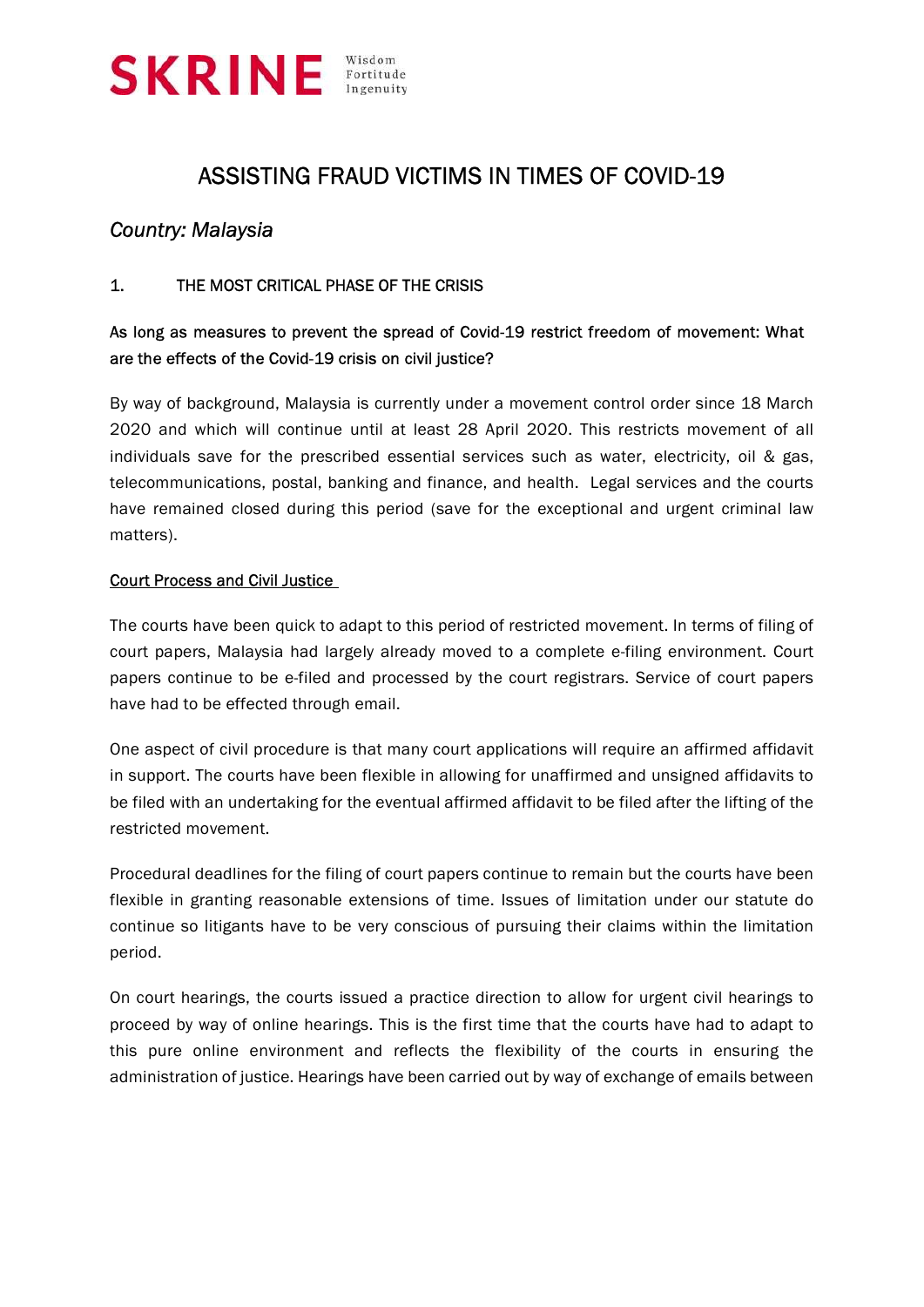SKRINE Wisdom Fortitude Ingenuity

# ASSISTING FRAUD VICTIMS IN TIMES OF COVID-19

## *Country: Malaysia*

### 1. THE MOST CRITICAL PHASE OF THE CRISIS

**As long as measures to prevent the spread of Covid-19 restrict freedom of movement: What are the effects of the Covid-19 crisis on civil justice?**

By way of background, Malaysia is currently under a movement control order since 18 March 2020 and which will continue until at least 28 April 2020. This restricts movement of all individuals save for the prescribed essential services such as water, electricity, oil & gas, telecommunications, postal, banking and finance, and health. Legal services and the courts have remained closed during this period (save for the exceptional and urgent criminal law matters).

<u>Court Process and Civil Justice</u>

The courts have been quick to adapt to this period of restricted movement. In terms of filing of court papers, Malaysia had largely already moved to a complete e-filing environment. Court papers continue to be e-filed and processed by the court registrars. Service of court papers have had to be effected through email.

One aspect of civil procedure is that many court applications will require an affirmed affidavit in support. The courts have been flexible in allowing for unaffirmed and unsigned affidavits to be filed with an undertaking for the eventual affirmed affidavit to be filed after the lifting of the restricted movement.

Procedural deadlines for the filing of court papers continue to remain but the courts have been flexible in granting reasonable extensions of time. Issues of limitation under our statute do continue so litigants have to be very conscious of pursuing their claims within the limitation period.

On court hearings, the courts issued a practice direction to allow for urgent civil hearings to proceed by way of online hearings. This is the first time that the courts have had to adapt to this pure online environment and reflects the flexibility of the courts in ensuring the administration of justice. Hearings have been carried out by way of exchange of emails between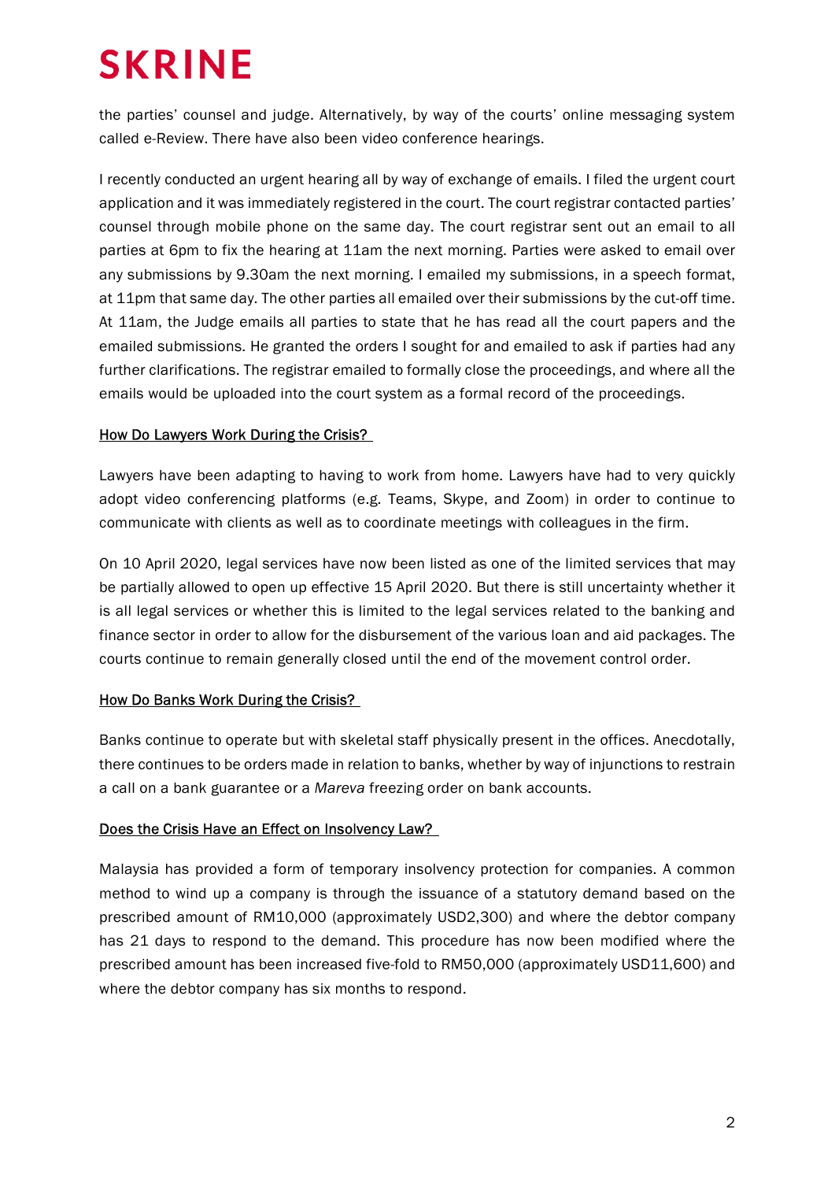the parties' counsel and judge. Alternatively, by way of the courts' online messaging system called e-Review. There have also been video conference hearings.

I recently conducted an urgent hearing all by way of exchange of emails. I filed the urgent court application and it was immediately registered in the court. The court registrar contacted parties' counsel through mobile phone on the same day. The court registrar sent out an email to all parties at 6pm to fix the hearing at 11am the next morning. Parties were asked to email over any submissions by 9.30am the next morning. I emailed my submissions, in a speech format, at 11pm that same day. The other parties all emailed over their submissions by the cut-off time. At 11am, the Judge emails all parties to state that he has read all the court papers and the emailed submissions. He granted the orders I sought for and emailed to ask if parties had any further clarifications. The registrar emailed to formally close the proceedings, and where all the emails would be uploaded into the court system as a formal record of the proceedings.

<u>How Do Lawyers Work During the Crisis?</u>

Lawyers have been adapting to having to work from home. Lawyers have had to very quickly adopt video conferencing platforms (e.g. Teams, Skype, and Zoom) in order to continue to communicate with clients as well as to coordinate meetings with colleagues in the firm.

On 10 April 2020, legal services have now been listed as one of the limited services that may be partially allowed to open up effective 15 April 2020. But there is still uncertainty whether it is all legal services or whether this is limited to the legal services related to the banking and finance sector in order to allow for the disbursement of the various loan and aid packages. The courts continue to remain generally closed until the end of the movement control order.

<u>How Do Banks Work During the Crisis?</u>

Banks continue to operate but with skeletal staff physically present in the offices. Anecdotally, there continues to be orders made in relation to banks, whether by way of injunctions to restrain a call on a bank guarantee or a *Mareva* freezing order on bank accounts.

<u>Does the Crisis Have an Effect on Insolvency Law?</u>

Malaysia has provided a form of temporary insolvency protection for companies. A common method to wind up a company is through the issuance of a statutory demand based on the prescribed amount of RM10,000 (approximately USD2,300) and where the debtor company has 21 days to respond to the demand. This procedure has now been modified where the prescribed amount has been increased five-fold to RM50,000 (approximately USD11,600) and where the debtor company has six months to respond.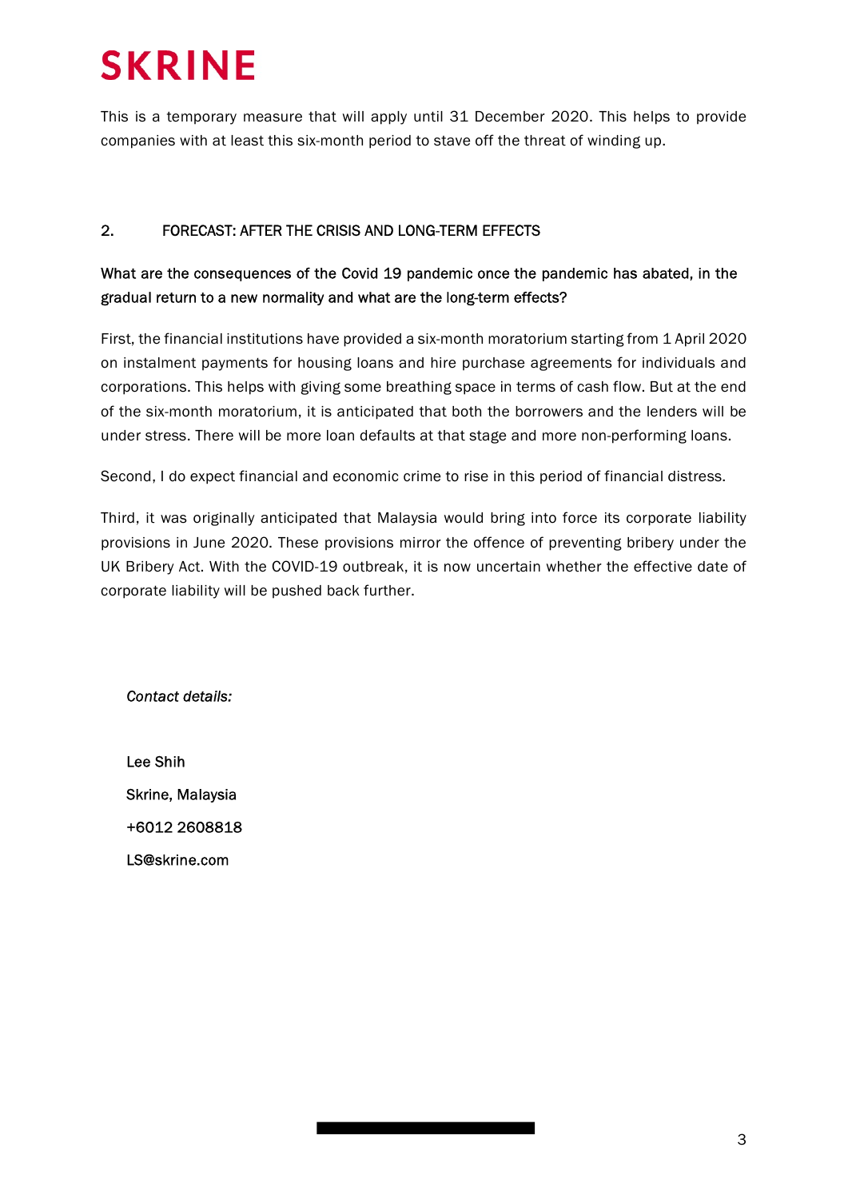This is a temporary measure that will apply until 31 December 2020. This helps to provide companies with at least this six-month period to stave off the threat of winding up.

## 2. FORECAST: AFTER THE CRISIS AND LONG-TERM EFFECTS

**What are the consequences of the Covid 19 pandemic once the pandemic has abated, in the gradual return to a new normality and what are the long-term effects?**

First, the financial institutions have provided a six-month moratorium starting from 1 April 2020 on instalment payments for housing loans and hire purchase agreements for individuals and corporations. This helps with giving some breathing space in terms of cash flow. But at the end of the six-month moratorium, it is anticipated that both the borrowers and the lenders will be under stress. There will be more loan defaults at that stage and more non-performing loans.

Second, I do expect financial and economic crime to rise in this period of financial distress.

Third, it was originally anticipated that Malaysia would bring into force its corporate liability provisions in June 2020. These provisions mirror the offence of preventing bribery under the UK Bribery Act. With the COVID-19 outbreak, it is now uncertain whether the effective date of corporate liability will be pushed back further.

*Contact details:*

Lee Shih

Skrine, Malaysia

+6012 2608818

LS@skrine.com